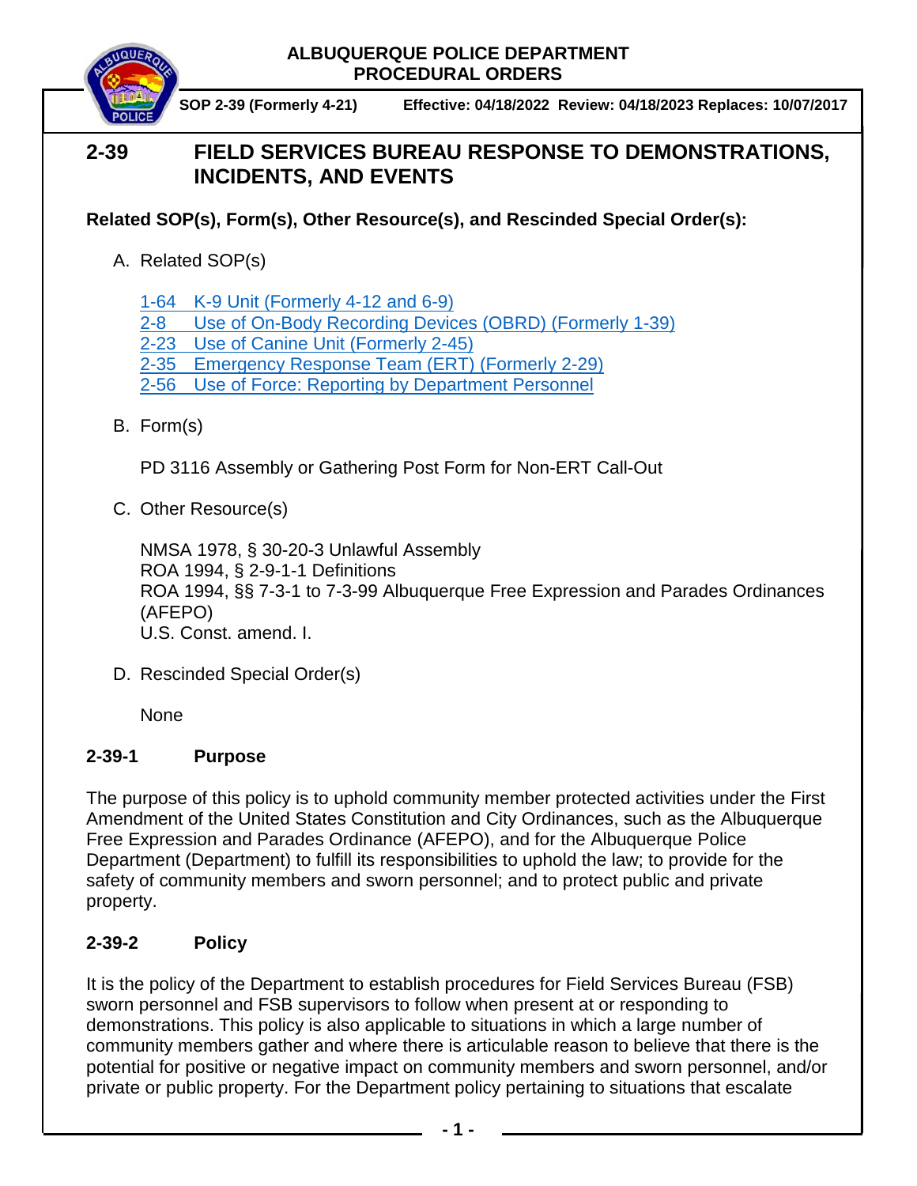ALBUQUERQUE POLICE DEPARTMENT
PROCEDURAL ORDERS

**SOP 2-39 (Formerly 4-21)** **Effective: 04/18/2022 Review: 04/18/2023 Replaces: 10/07/2017**

# 2-39 FIELD SERVICES BUREAU RESPONSE TO DEMONSTRATIONS, INCIDENTS, AND EVENTS

**Related SOP(s), Form(s), Other Resource(s), and Rescinded Special Order(s):**

A. Related SOP(s)

1-64 K-9 Unit (Formerly 4-12 and 6-9)
2-8 Use of On-Body Recording Devices (OBRD) (Formerly 1-39)
2-23 Use of Canine Unit (Formerly 2-45)
2-35 Emergency Response Team (ERT) (Formerly 2-29)
2-56 Use of Force: Reporting by Department Personnel

B. Form(s)

PD 3116 Assembly or Gathering Post Form for Non-ERT Call-Out

C. Other Resource(s)

NMSA 1978, § 30-20-3 Unlawful Assembly
ROA 1994, § 2-9-1-1 Definitions
ROA 1994, §§ 7-3-1 to 7-3-99 Albuquerque Free Expression and Parades Ordinances (AFEPO)
U.S. Const. amend. I.

D. Rescinded Special Order(s)

None

## 2-39-1 Purpose

The purpose of this policy is to uphold community member protected activities under the First Amendment of the United States Constitution and City Ordinances, such as the Albuquerque Free Expression and Parades Ordinance (AFEPO), and for the Albuquerque Police Department (Department) to fulfill its responsibilities to uphold the law; to provide for the safety of community members and sworn personnel; and to protect public and private property.

## 2-39-2 Policy

It is the policy of the Department to establish procedures for Field Services Bureau (FSB) sworn personnel and FSB supervisors to follow when present at or responding to demonstrations. This policy is also applicable to situations in which a large number of community members gather and where there is articulable reason to believe that there is the potential for positive or negative impact on community members and sworn personnel, and/or private or public property. For the Department policy pertaining to situations that escalate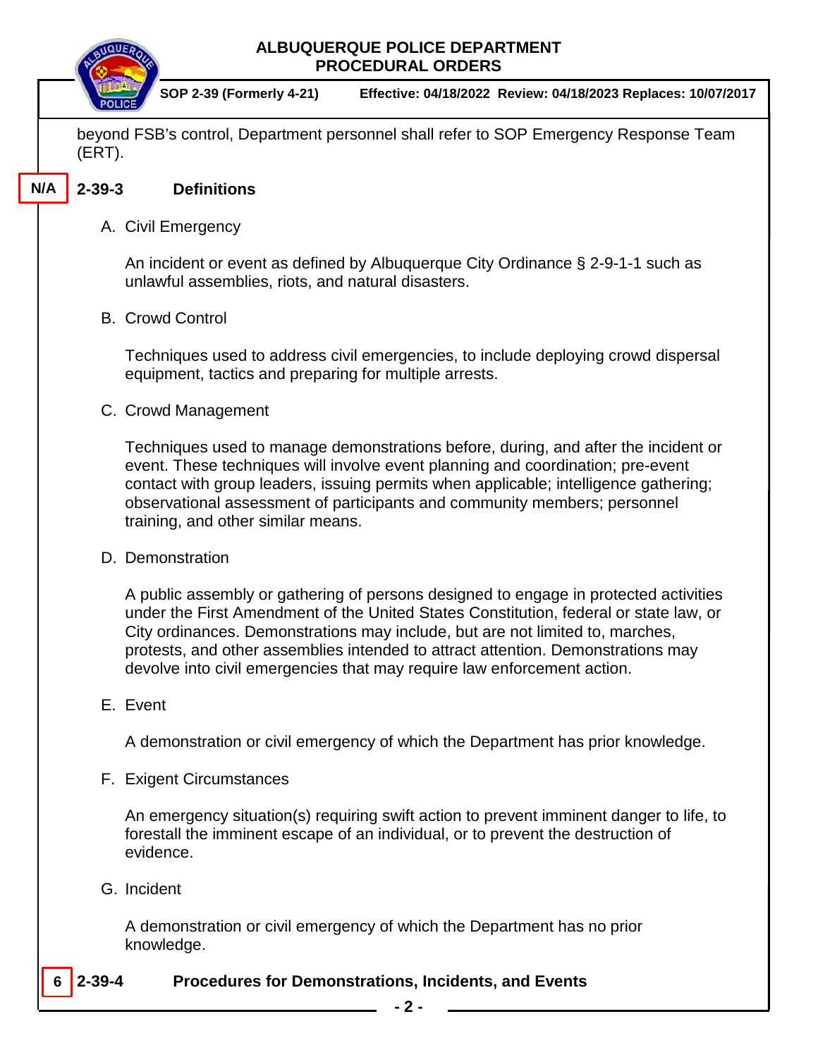beyond FSB's control, Department personnel shall refer to SOP Emergency Response Team (ERT).

N/A

## 2-39-3 Definitions

A. Civil Emergency

An incident or event as defined by Albuquerque City Ordinance § 2-9-1-1 such as unlawful assemblies, riots, and natural disasters.

B. Crowd Control

Techniques used to address civil emergencies, to include deploying crowd dispersal equipment, tactics and preparing for multiple arrests.

C. Crowd Management

Techniques used to manage demonstrations before, during, and after the incident or event. These techniques will involve event planning and coordination; pre-event contact with group leaders, issuing permits when applicable; intelligence gathering; observational assessment of participants and community members; personnel training, and other similar means.

D. Demonstration

A public assembly or gathering of persons designed to engage in protected activities under the First Amendment of the United States Constitution, federal or state law, or City ordinances. Demonstrations may include, but are not limited to, marches, protests, and other assemblies intended to attract attention. Demonstrations may devolve into civil emergencies that may require law enforcement action.

E. Event

A demonstration or civil emergency of which the Department has prior knowledge.

F. Exigent Circumstances

An emergency situation(s) requiring swift action to prevent imminent danger to life, to forestall the imminent escape of an individual, or to prevent the destruction of evidence.

G. Incident

A demonstration or civil emergency of which the Department has no prior knowledge.

6

## 2-39-4 Procedures for Demonstrations, Incidents, and Events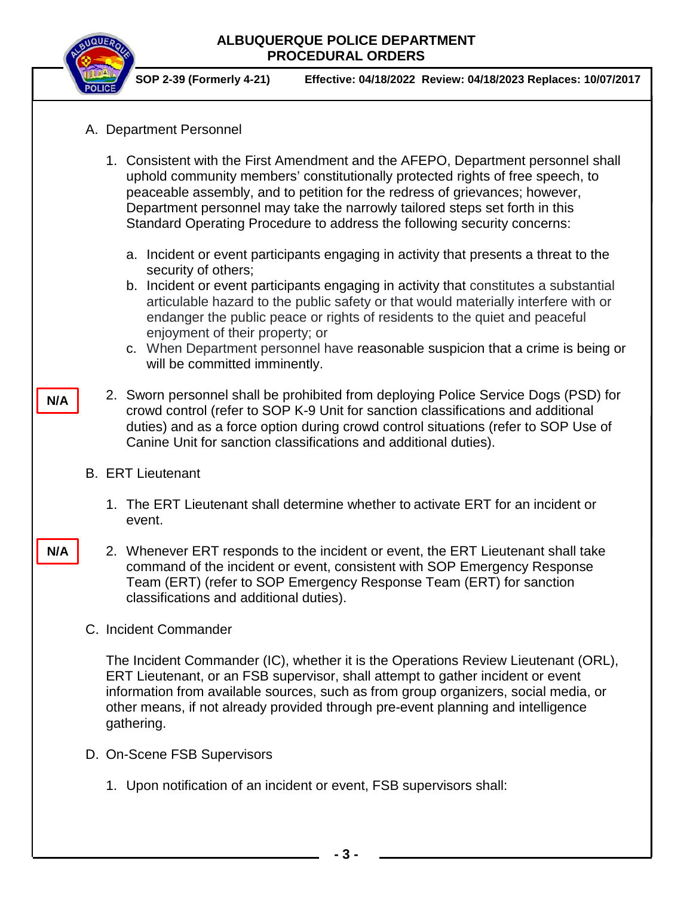A. Department Personnel

1. Consistent with the First Amendment and the AFEPO, Department personnel shall uphold community members' constitutionally protected rights of free speech, to peaceable assembly, and to petition for the redress of grievances; however, Department personnel may take the narrowly tailored steps set forth in this Standard Operating Procedure to address the following security concerns:

   a. Incident or event participants engaging in activity that presents a threat to the security of others;
   b. Incident or event participants engaging in activity that constitutes a substantial articulable hazard to the public safety or that would materially interfere with or endanger the public peace or rights of residents to the quiet and peaceful enjoyment of their property; or
   c. When Department personnel have reasonable suspicion that a crime is being or will be committed imminently.

**N/A**

2. Sworn personnel shall be prohibited from deploying Police Service Dogs (PSD) for crowd control (refer to SOP K-9 Unit for sanction classifications and additional duties) and as a force option during crowd control situations (refer to SOP Use of Canine Unit for sanction classifications and additional duties).

B. ERT Lieutenant

1. The ERT Lieutenant shall determine whether to activate ERT for an incident or event.

**N/A**

2. Whenever ERT responds to the incident or event, the ERT Lieutenant shall take command of the incident or event, consistent with SOP Emergency Response Team (ERT) (refer to SOP Emergency Response Team (ERT) for sanction classifications and additional duties).

C. Incident Commander

The Incident Commander (IC), whether it is the Operations Review Lieutenant (ORL), ERT Lieutenant, or an FSB supervisor, shall attempt to gather incident or event information from available sources, such as from group organizers, social media, or other means, if not already provided through pre-event planning and intelligence gathering.

D. On-Scene FSB Supervisors

1. Upon notification of an incident or event, FSB supervisors shall: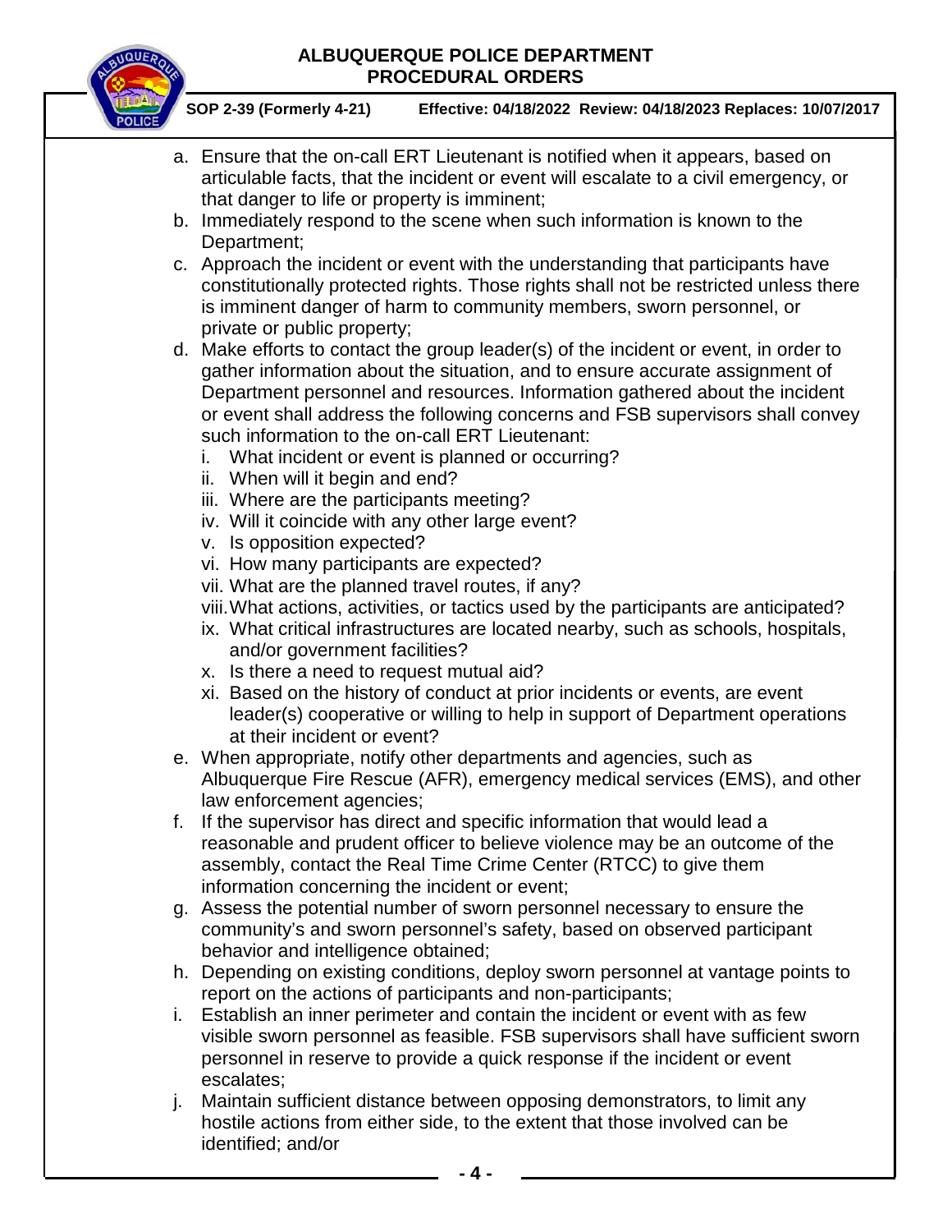a. Ensure that the on-call ERT Lieutenant is notified when it appears, based on articulable facts, that the incident or event will escalate to a civil emergency, or that danger to life or property is imminent;
b. Immediately respond to the scene when such information is known to the Department;
c. Approach the incident or event with the understanding that participants have constitutionally protected rights. Those rights shall not be restricted unless there is imminent danger of harm to community members, sworn personnel, or private or public property;
d. Make efforts to contact the group leader(s) of the incident or event, in order to gather information about the situation, and to ensure accurate assignment of Department personnel and resources. Information gathered about the incident or event shall address the following concerns and FSB supervisors shall convey such information to the on-call ERT Lieutenant:
   i. What incident or event is planned or occurring?
   ii. When will it begin and end?
   iii. Where are the participants meeting?
   iv. Will it coincide with any other large event?
   v. Is opposition expected?
   vi. How many participants are expected?
   vii. What are the planned travel routes, if any?
   viii. What actions, activities, or tactics used by the participants are anticipated?
   ix. What critical infrastructures are located nearby, such as schools, hospitals, and/or government facilities?
   x. Is there a need to request mutual aid?
   xi. Based on the history of conduct at prior incidents or events, are event leader(s) cooperative or willing to help in support of Department operations at their incident or event?
e. When appropriate, notify other departments and agencies, such as Albuquerque Fire Rescue (AFR), emergency medical services (EMS), and other law enforcement agencies;
f. If the supervisor has direct and specific information that would lead a reasonable and prudent officer to believe violence may be an outcome of the assembly, contact the Real Time Crime Center (RTCC) to give them information concerning the incident or event;
g. Assess the potential number of sworn personnel necessary to ensure the community's and sworn personnel's safety, based on observed participant behavior and intelligence obtained;
h. Depending on existing conditions, deploy sworn personnel at vantage points to report on the actions of participants and non-participants;
i. Establish an inner perimeter and contain the incident or event with as few visible sworn personnel as feasible. FSB supervisors shall have sufficient sworn personnel in reserve to provide a quick response if the incident or event escalates;
j. Maintain sufficient distance between opposing demonstrators, to limit any hostile actions from either side, to the extent that those involved can be identified; and/or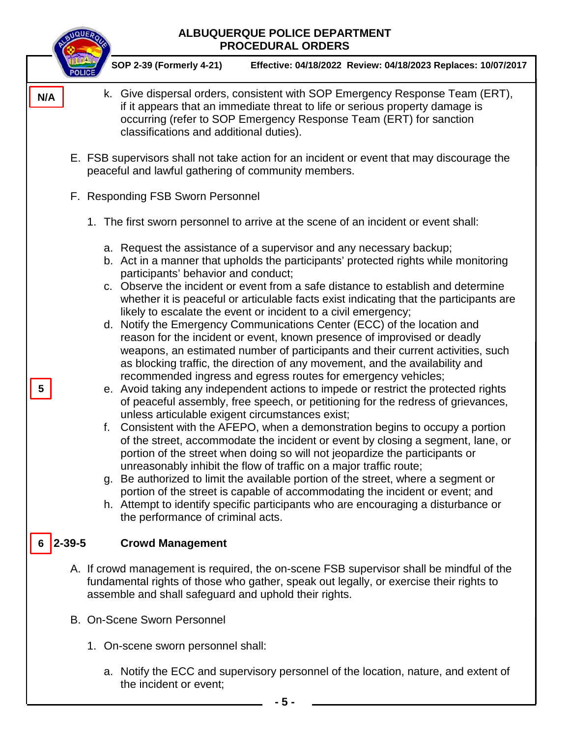N/A

k. Give dispersal orders, consistent with SOP Emergency Response Team (ERT), if it appears that an immediate threat to life or serious property damage is occurring (refer to SOP Emergency Response Team (ERT) for sanction classifications and additional duties).

E. FSB supervisors shall not take action for an incident or event that may discourage the peaceful and lawful gathering of community members.

F. Responding FSB Sworn Personnel

1. The first sworn personnel to arrive at the scene of an incident or event shall:

a. Request the assistance of a supervisor and any necessary backup;
b. Act in a manner that upholds the participants' protected rights while monitoring participants' behavior and conduct;
c. Observe the incident or event from a safe distance to establish and determine whether it is peaceful or articulable facts exist indicating that the participants are likely to escalate the event or incident to a civil emergency;
d. Notify the Emergency Communications Center (ECC) of the location and reason for the incident or event, known presence of improvised or deadly weapons, an estimated number of participants and their current activities, such as blocking traffic, the direction of any movement, and the availability and recommended ingress and egress routes for emergency vehicles;

5

e. Avoid taking any independent actions to impede or restrict the protected rights of peaceful assembly, free speech, or petitioning for the redress of grievances, unless articulable exigent circumstances exist;
f. Consistent with the AFEPO, when a demonstration begins to occupy a portion of the street, accommodate the incident or event by closing a segment, lane, or portion of the street when doing so will not jeopardize the participants or unreasonably inhibit the flow of traffic on a major traffic route;
g. Be authorized to limit the available portion of the street, where a segment or portion of the street is capable of accommodating the incident or event; and
h. Attempt to identify specific participants who are encouraging a disturbance or the performance of criminal acts.

## 6 2-39-5 Crowd Management

A. If crowd management is required, the on-scene FSB supervisor shall be mindful of the fundamental rights of those who gather, speak out legally, or exercise their rights to assemble and shall safeguard and uphold their rights.

B. On-Scene Sworn Personnel

1. On-scene sworn personnel shall:

a. Notify the ECC and supervisory personnel of the location, nature, and extent of the incident or event;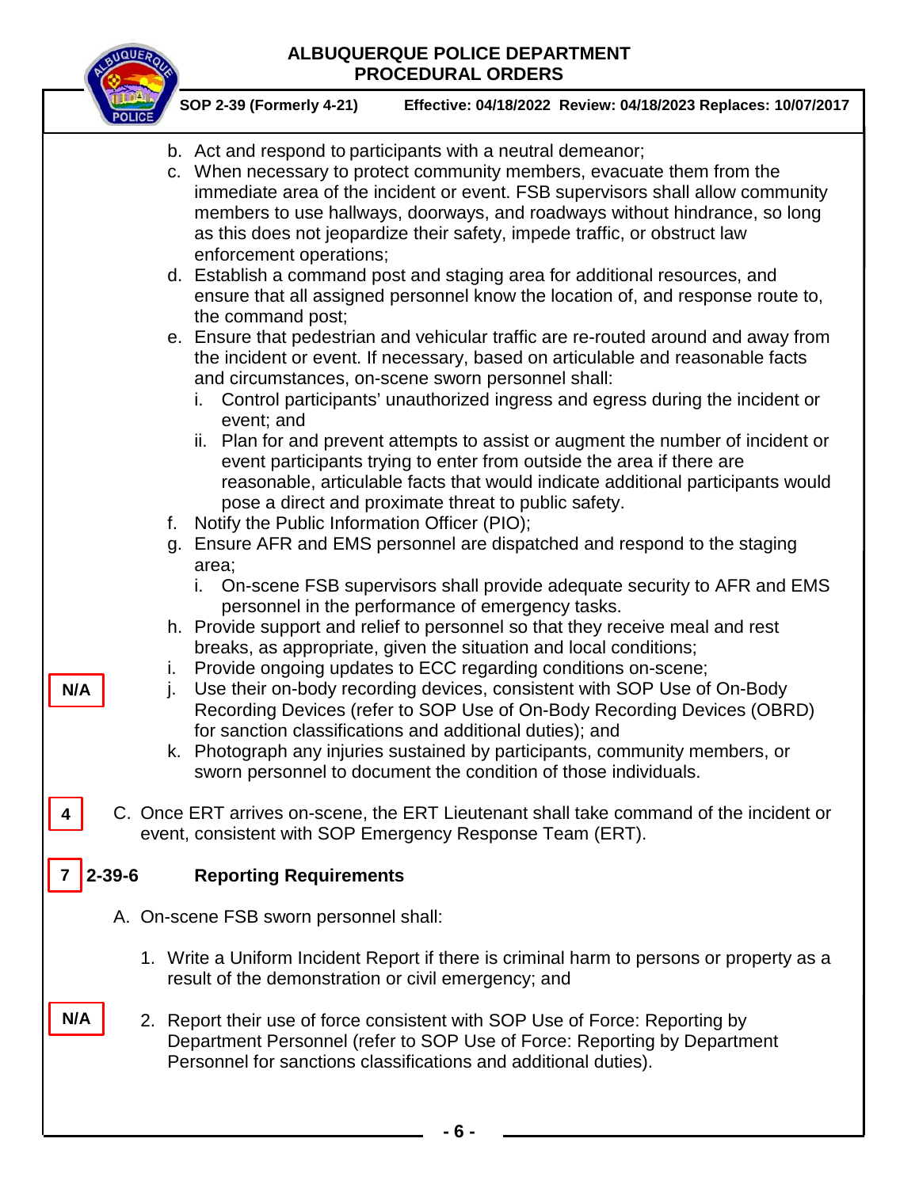b. Act and respond to participants with a neutral demeanor;

c. When necessary to protect community members, evacuate them from the immediate area of the incident or event. FSB supervisors shall allow community members to use hallways, doorways, and roadways without hindrance, so long as this does not jeopardize their safety, impede traffic, or obstruct law enforcement operations;

d. Establish a command post and staging area for additional resources, and ensure that all assigned personnel know the location of, and response route to, the command post;

e. Ensure that pedestrian and vehicular traffic are re-routed around and away from the incident or event. If necessary, based on articulable and reasonable facts and circumstances, on-scene sworn personnel shall:

   i. Control participants' unauthorized ingress and egress during the incident or event; and

   ii. Plan for and prevent attempts to assist or augment the number of incident or event participants trying to enter from outside the area if there are reasonable, articulable facts that would indicate additional participants would pose a direct and proximate threat to public safety.

f. Notify the Public Information Officer (PIO);

g. Ensure AFR and EMS personnel are dispatched and respond to the staging area;

   i. On-scene FSB supervisors shall provide adequate security to AFR and EMS personnel in the performance of emergency tasks.

h. Provide support and relief to personnel so that they receive meal and rest breaks, as appropriate, given the situation and local conditions;

i. Provide ongoing updates to ECC regarding conditions on-scene;

**N/A** j. Use their on-body recording devices, consistent with SOP Use of On-Body Recording Devices (refer to SOP Use of On-Body Recording Devices (OBRD) for sanction classifications and additional duties); and

k. Photograph any injuries sustained by participants, community members, or sworn personnel to document the condition of those individuals.

**4** C. Once ERT arrives on-scene, the ERT Lieutenant shall take command of the incident or event, consistent with SOP Emergency Response Team (ERT).

## 7 2-39-6 Reporting Requirements

A. On-scene FSB sworn personnel shall:

1. Write a Uniform Incident Report if there is criminal harm to persons or property as a result of the demonstration or civil emergency; and

**N/A** 2. Report their use of force consistent with SOP Use of Force: Reporting by Department Personnel (refer to SOP Use of Force: Reporting by Department Personnel for sanctions classifications and additional duties).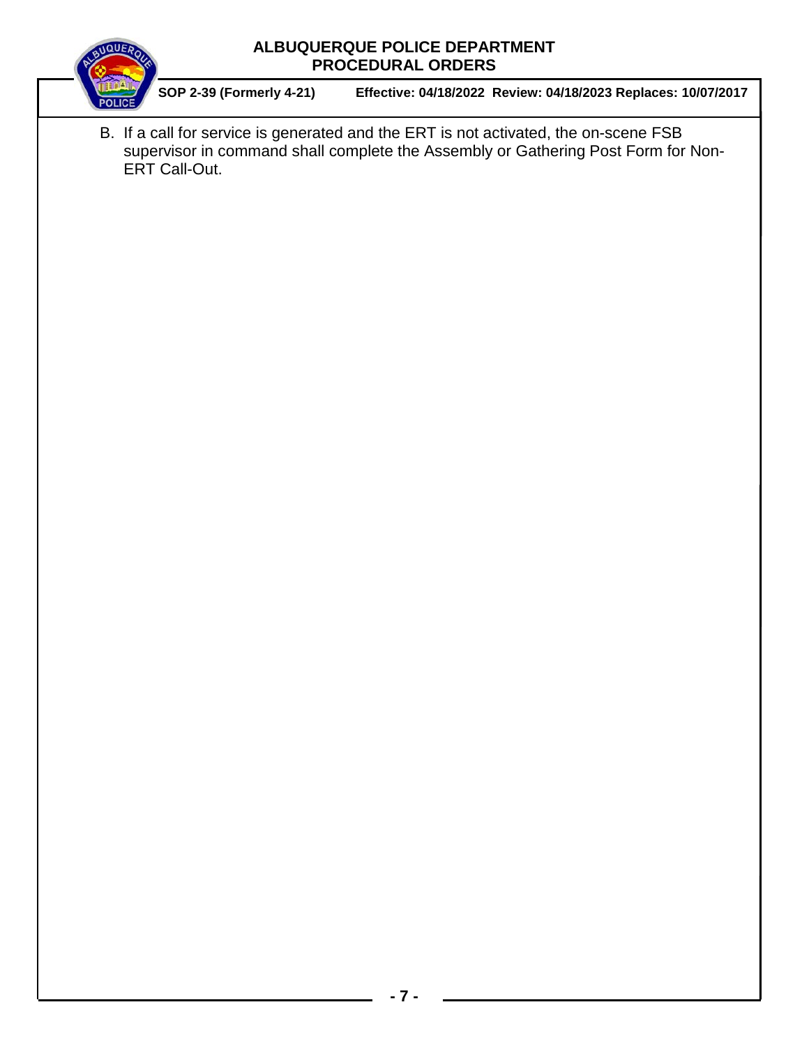B. If a call for service is generated and the ERT is not activated, the on-scene FSB supervisor in command shall complete the Assembly or Gathering Post Form for Non-ERT Call-Out.